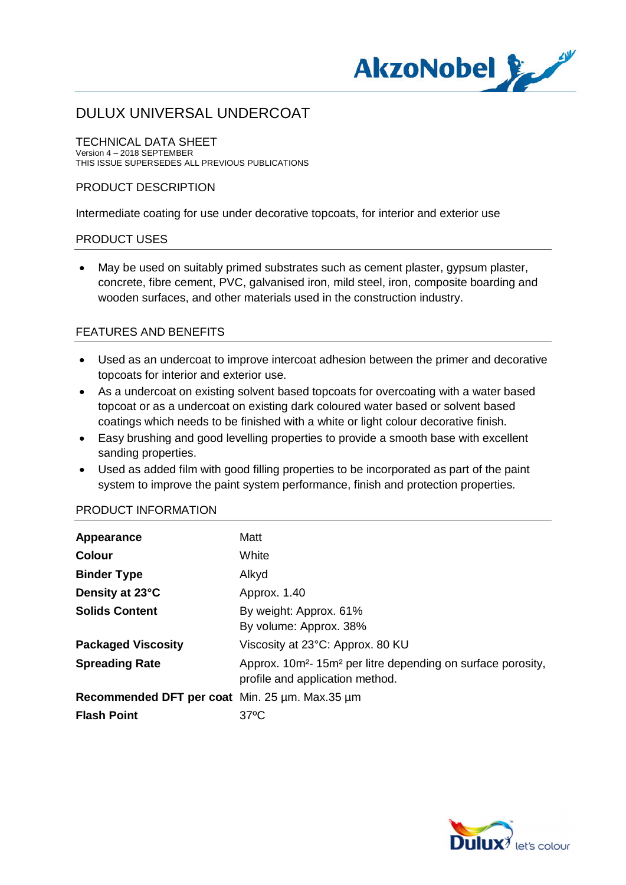# DULUX UNIVERSAL UNDERCOAT

## TECHNICAL DATA SHEET

Version 4 – 2018 SEPTEMBER
THIS ISSUE SUPERSEDES ALL PREVIOUS PUBLICATIONS

## PRODUCT DESCRIPTION

Intermediate coating for use under decorative topcoats, for interior and exterior use

## PRODUCT USES

- May be used on suitably primed substrates such as cement plaster, gypsum plaster, concrete, fibre cement, PVC, galvanised iron, mild steel, iron, composite boarding and wooden surfaces, and other materials used in the construction industry.

## FEATURES AND BENEFITS

- Used as an undercoat to improve intercoat adhesion between the primer and decorative topcoats for interior and exterior use.
- As a undercoat on existing solvent based topcoats for overcoating with a water based topcoat or as a undercoat on existing dark coloured water based or solvent based coatings which needs to be finished with a white or light colour decorative finish.
- Easy brushing and good levelling properties to provide a smooth base with excellent sanding properties.
- Used as added film with good filling properties to be incorporated as part of the paint system to improve the paint system performance, finish and protection properties.

## PRODUCT INFORMATION

| | |
|---|---|
| **Appearance** | Matt |
| **Colour** | White |
| **Binder Type** | Alkyd |
| **Density at 23°C** | Approx. 1.40 |
| **Solids Content** | By weight: Approx. 61%<br>By volume: Approx. 38% |
| **Packaged Viscosity** | Viscosity at 23°C: Approx. 80 KU |
| **Spreading Rate** | Approx. 10m²- 15m² per litre depending on surface porosity, profile and application method. |
| **Recommended DFT per coat** | Min. 25 µm. Max.35 µm |
| **Flash Point** | 37ºC |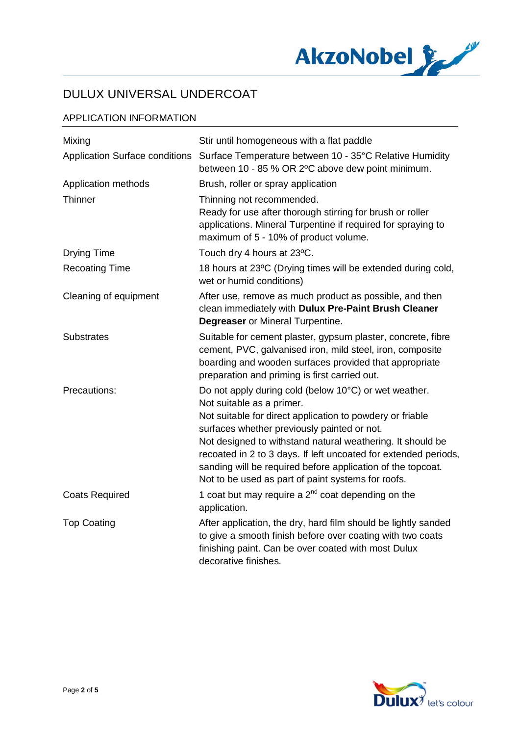# DULUX UNIVERSAL UNDERCOAT

## APPLICATION INFORMATION

| | |
|---|---|
| Mixing | Stir until homogeneous with a flat paddle |
| Application Surface conditions | Surface Temperature between 10 - 35°C Relative Humidity between 10 - 85 % OR 2ºC above dew point minimum. |
| Application methods | Brush, roller or spray application |
| Thinner | Thinning not recommended.<br>Ready for use after thorough stirring for brush or roller applications. Mineral Turpentine if required for spraying to maximum of 5 - 10% of product volume. |
| Drying Time | Touch dry 4 hours at 23ºC. |
| Recoating Time | 18 hours at 23ºC (Drying times will be extended during cold, wet or humid conditions) |
| Cleaning of equipment | After use, remove as much product as possible, and then clean immediately with **Dulux Pre-Paint Brush Cleaner Degreaser** or Mineral Turpentine. |
| Substrates | Suitable for cement plaster, gypsum plaster, concrete, fibre cement, PVC, galvanised iron, mild steel, iron, composite boarding and wooden surfaces provided that appropriate preparation and priming is first carried out. |
| Precautions: | Do not apply during cold (below 10°C) or wet weather.<br>Not suitable as a primer.<br>Not suitable for direct application to powdery or friable surfaces whether previously painted or not.<br>Not designed to withstand natural weathering. It should be recoated in 2 to 3 days. If left uncoated for extended periods, sanding will be required before application of the topcoat.<br>Not to be used as part of paint systems for roofs. |
| Coats Required | 1 coat but may require a 2nd coat depending on the application. |
| Top Coating | After application, the dry, hard film should be lightly sanded to give a smooth finish before over coating with two coats finishing paint. Can be over coated with most Dulux decorative finishes. |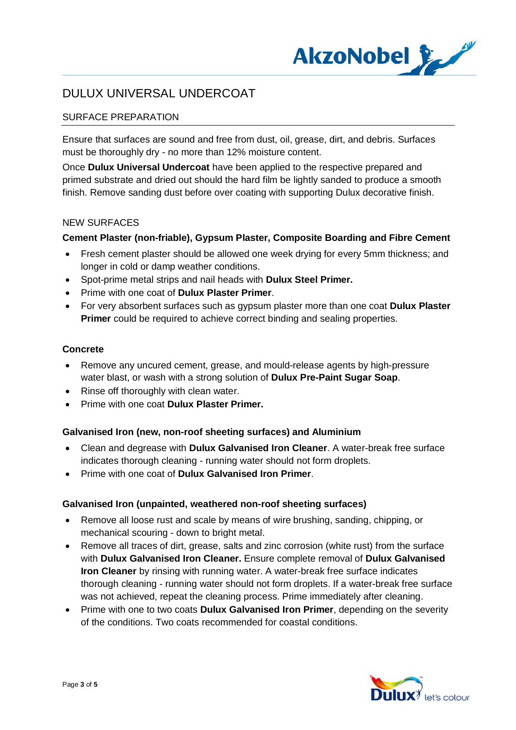# DULUX UNIVERSAL UNDERCOAT

## SURFACE PREPARATION

Ensure that surfaces are sound and free from dust, oil, grease, dirt, and debris. Surfaces must be thoroughly dry - no more than 12% moisture content.

Once **Dulux Universal Undercoat** have been applied to the respective prepared and primed substrate and dried out should the hard film be lightly sanded to produce a smooth finish. Remove sanding dust before over coating with supporting Dulux decorative finish.

### NEW SURFACES

**Cement Plaster (non-friable), Gypsum Plaster, Composite Boarding and Fibre Cement**

- Fresh cement plaster should be allowed one week drying for every 5mm thickness; and longer in cold or damp weather conditions.
- Spot-prime metal strips and nail heads with **Dulux Steel Primer.**
- Prime with one coat of **Dulux Plaster Primer**.
- For very absorbent surfaces such as gypsum plaster more than one coat **Dulux Plaster Primer** could be required to achieve correct binding and sealing properties.

**Concrete**

- Remove any uncured cement, grease, and mould-release agents by high-pressure water blast, or wash with a strong solution of **Dulux Pre-Paint Sugar Soap**.
- Rinse off thoroughly with clean water.
- Prime with one coat **Dulux Plaster Primer.**

**Galvanised Iron (new, non-roof sheeting surfaces) and Aluminium**

- Clean and degrease with **Dulux Galvanised Iron Cleaner**. A water-break free surface indicates thorough cleaning - running water should not form droplets.
- Prime with one coat of **Dulux Galvanised Iron Primer**.

**Galvanised Iron (unpainted, weathered non-roof sheeting surfaces)**

- Remove all loose rust and scale by means of wire brushing, sanding, chipping, or mechanical scouring - down to bright metal.
- Remove all traces of dirt, grease, salts and zinc corrosion (white rust) from the surface with **Dulux Galvanised Iron Cleaner.** Ensure complete removal of **Dulux Galvanised Iron Cleaner** by rinsing with running water. A water-break free surface indicates thorough cleaning - running water should not form droplets. If a water-break free surface was not achieved, repeat the cleaning process. Prime immediately after cleaning.
- Prime with one to two coats **Dulux Galvanised Iron Primer**, depending on the severity of the conditions. Two coats recommended for coastal conditions.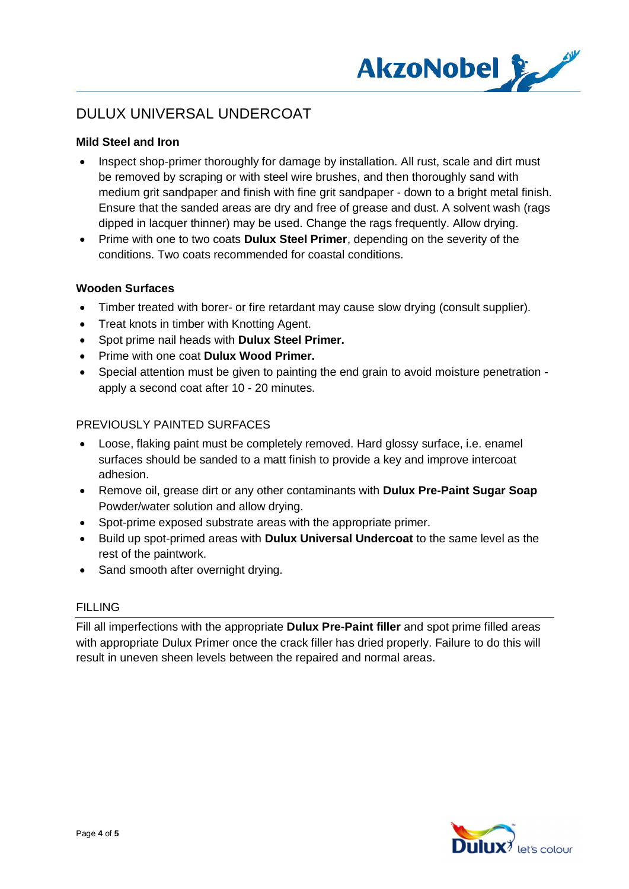# DULUX UNIVERSAL UNDERCOAT

### Mild Steel and Iron

- Inspect shop-primer thoroughly for damage by installation. All rust, scale and dirt must be removed by scraping or with steel wire brushes, and then thoroughly sand with medium grit sandpaper and finish with fine grit sandpaper - down to a bright metal finish. Ensure that the sanded areas are dry and free of grease and dust. A solvent wash (rags dipped in lacquer thinner) may be used. Change the rags frequently. Allow drying.
- Prime with one to two coats **Dulux Steel Primer**, depending on the severity of the conditions. Two coats recommended for coastal conditions.

### Wooden Surfaces

- Timber treated with borer- or fire retardant may cause slow drying (consult supplier).
- Treat knots in timber with Knotting Agent.
- Spot prime nail heads with **Dulux Steel Primer.**
- Prime with one coat **Dulux Wood Primer.**
- Special attention must be given to painting the end grain to avoid moisture penetration - apply a second coat after 10 - 20 minutes.

## PREVIOUSLY PAINTED SURFACES

- Loose, flaking paint must be completely removed. Hard glossy surface, i.e. enamel surfaces should be sanded to a matt finish to provide a key and improve intercoat adhesion.
- Remove oil, grease dirt or any other contaminants with **Dulux Pre-Paint Sugar Soap** Powder/water solution and allow drying.
- Spot-prime exposed substrate areas with the appropriate primer.
- Build up spot-primed areas with **Dulux Universal Undercoat** to the same level as the rest of the paintwork.
- Sand smooth after overnight drying.

## FILLING

Fill all imperfections with the appropriate **Dulux Pre-Paint filler** and spot prime filled areas with appropriate Dulux Primer once the crack filler has dried properly. Failure to do this will result in uneven sheen levels between the repaired and normal areas.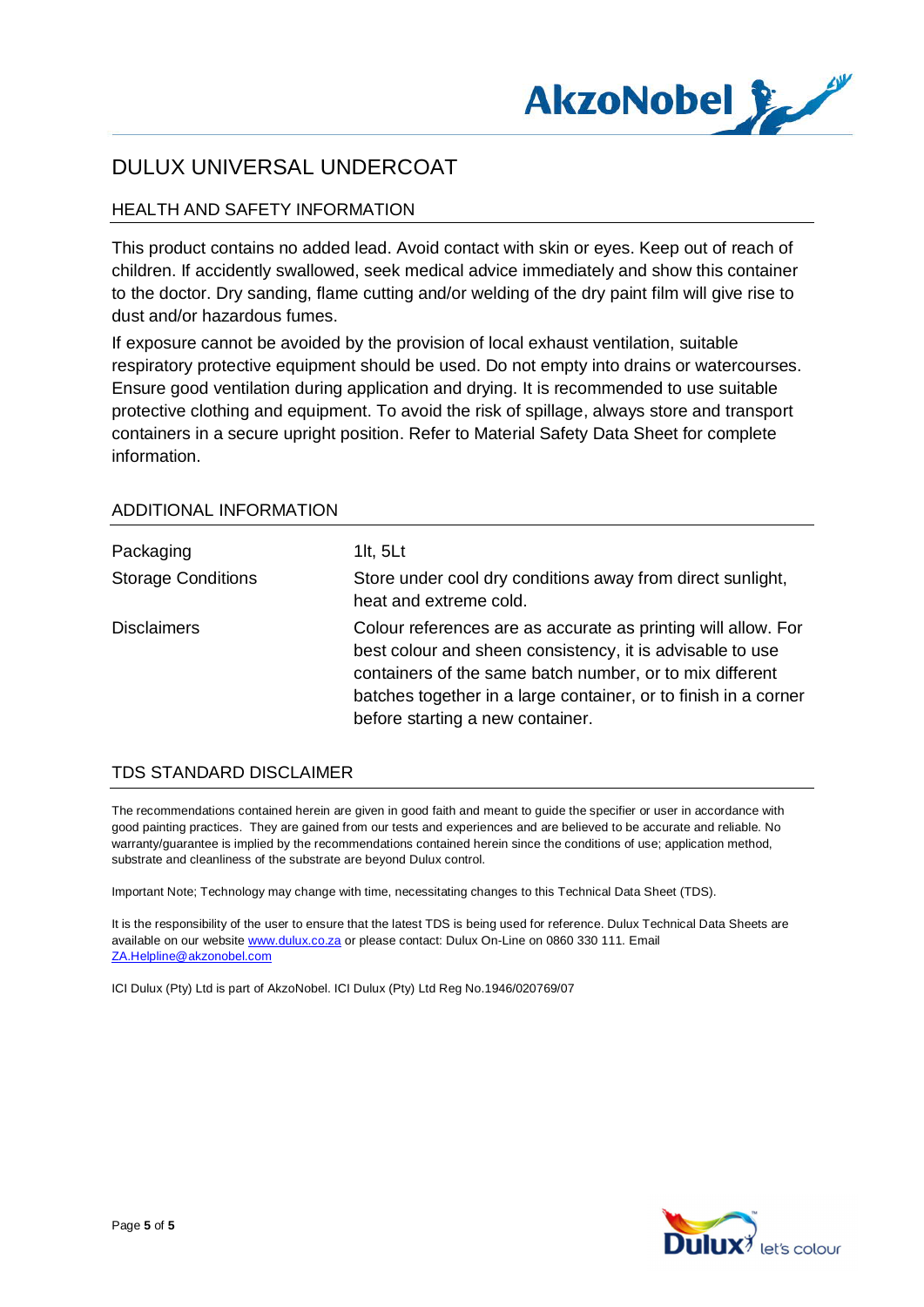# DULUX UNIVERSAL UNDERCOAT

## HEALTH AND SAFETY INFORMATION

This product contains no added lead. Avoid contact with skin or eyes. Keep out of reach of children. If accidently swallowed, seek medical advice immediately and show this container to the doctor. Dry sanding, flame cutting and/or welding of the dry paint film will give rise to dust and/or hazardous fumes.

If exposure cannot be avoided by the provision of local exhaust ventilation, suitable respiratory protective equipment should be used. Do not empty into drains or watercourses. Ensure good ventilation during application and drying. It is recommended to use suitable protective clothing and equipment. To avoid the risk of spillage, always store and transport containers in a secure upright position. Refer to Material Safety Data Sheet for complete information.

## ADDITIONAL INFORMATION

| | |
|---|---|
| Packaging | 1lt, 5Lt |
| Storage Conditions | Store under cool dry conditions away from direct sunlight, heat and extreme cold. |
| Disclaimers | Colour references are as accurate as printing will allow. For best colour and sheen consistency, it is advisable to use containers of the same batch number, or to mix different batches together in a large container, or to finish in a corner before starting a new container. |

## TDS STANDARD DISCLAIMER

The recommendations contained herein are given in good faith and meant to guide the specifier or user in accordance with good painting practices. They are gained from our tests and experiences and are believed to be accurate and reliable. No warranty/guarantee is implied by the recommendations contained herein since the conditions of use; application method, substrate and cleanliness of the substrate are beyond Dulux control.

Important Note; Technology may change with time, necessitating changes to this Technical Data Sheet (TDS).

It is the responsibility of the user to ensure that the latest TDS is being used for reference. Dulux Technical Data Sheets are available on our website www.dulux.co.za or please contact: Dulux On-Line on 0860 330 111. Email ZA.Helpline@akzonobel.com

ICI Dulux (Pty) Ltd is part of AkzoNobel. ICI Dulux (Pty) Ltd Reg No.1946/020769/07